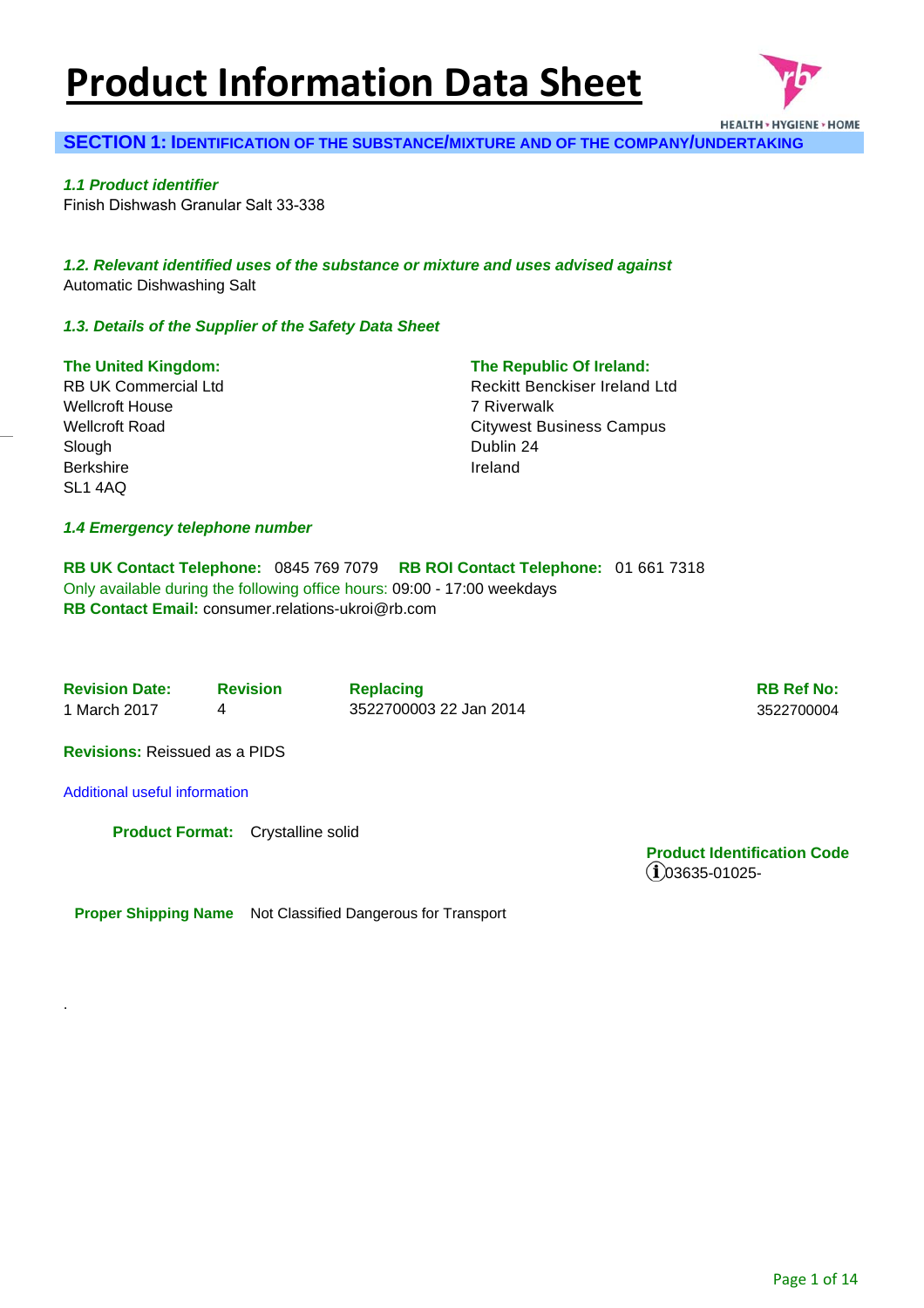# Product Information Data Sheet

HEALTH • HYGIENE • HOME

## SECTION 1: IDENTIFICATION OF THE SUBSTANCE/MIXTURE AND OF THE COMPANY/UNDERTAKING

### *1.1 Product identifier*

Finish Dishwash Granular Salt 33-338

### *1.2. Relevant identified uses of the substance or mixture and uses advised against*

Automatic Dishwashing Salt

### *1.3. Details of the Supplier of the Safety Data Sheet*

**The United Kingdom:**
RB UK Commercial Ltd
Wellcroft House
Wellcroft Road
Slough
Berkshire
SL1 4AQ

**The Republic Of Ireland:**
Reckitt Benckiser Ireland Ltd
7 Riverwalk
Citywest Business Campus
Dublin 24
Ireland

### *1.4 Emergency telephone number*

**RB UK Contact Telephone:** 0845 769 7079 **RB ROI Contact Telephone:** 01 661 7318
Only available during the following office hours: 09:00 - 17:00 weekdays
**RB Contact Email:** consumer.relations-ukroi@rb.com

| Revision Date: | Revision | Replacing | RB Ref No: |
|---|---|---|---|
| 1 March 2017 | 4 | 3522700003 22 Jan 2014 | 3522700004 |

**Revisions:** Reissued as a PIDS

Additional useful information

**Product Format:** Crystalline solid

**Product Identification Code**
ⓘ03635-01025-

**Proper Shipping Name** Not Classified Dangerous for Transport

.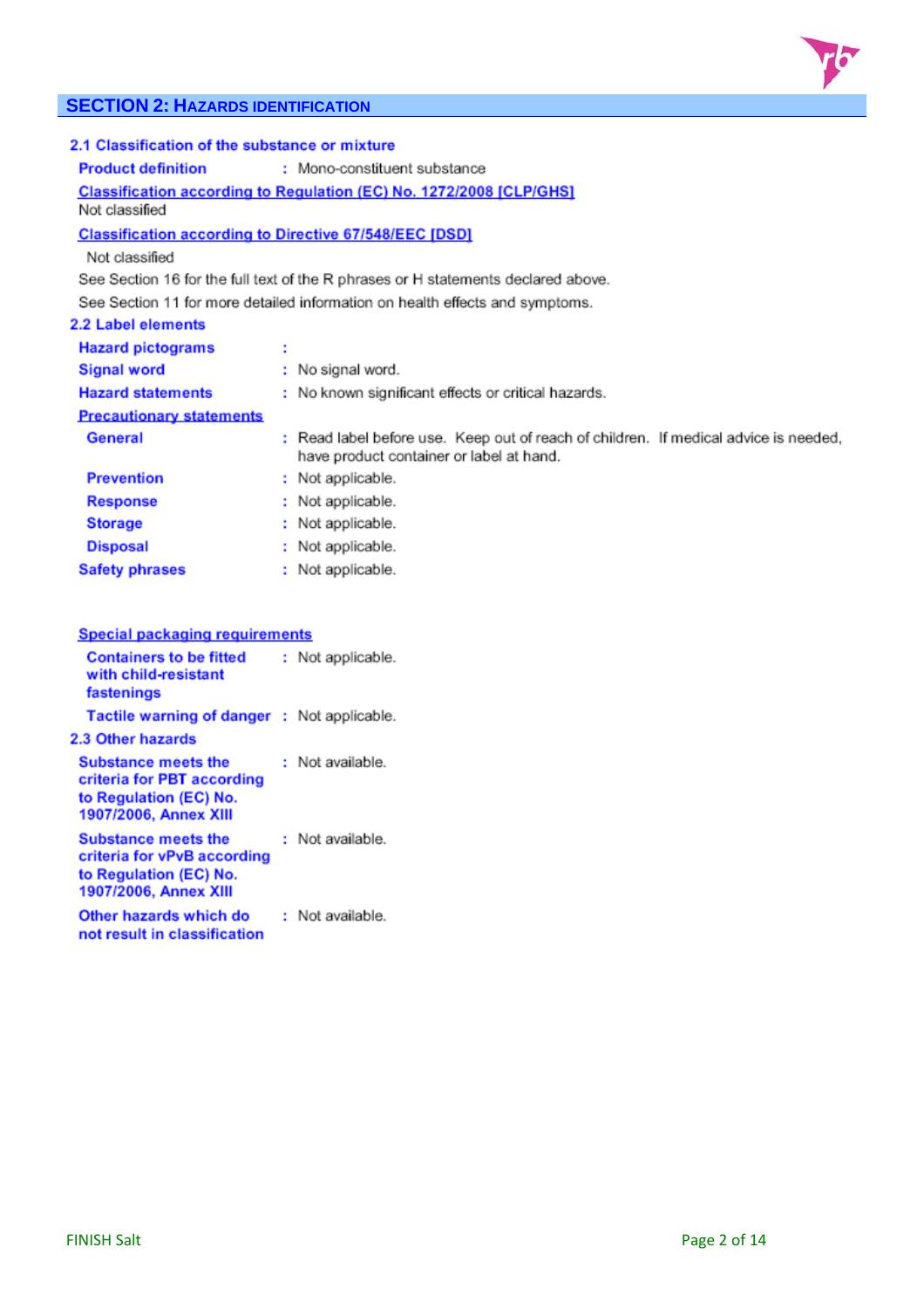## SECTION 2: HAZARDS IDENTIFICATION

### 2.1 Classification of the substance or mixture

**Product definition** : Mono-constituent substance

**Classification according to Regulation (EC) No. 1272/2008 [CLP/GHS]**

Not classified

**Classification according to Directive 67/548/EEC [DSD]**

Not classified

See Section 16 for the full text of the R phrases or H statements declared above.

See Section 11 for more detailed information on health effects and symptoms.

### 2.2 Label elements

**Hazard pictograms** :

**Signal word** : No signal word.

**Hazard statements** : No known significant effects or critical hazards.

**Precautionary statements**

**General** : Read label before use. Keep out of reach of children. If medical advice is needed, have product container or label at hand.

**Prevention** : Not applicable.

**Response** : Not applicable.

**Storage** : Not applicable.

**Disposal** : Not applicable.

**Safety phrases** : Not applicable.

**Special packaging requirements**

**Containers to be fitted with child-resistant fastenings** : Not applicable.

**Tactile warning of danger** : Not applicable.

### 2.3 Other hazards

**Substance meets the criteria for PBT according to Regulation (EC) No. 1907/2006, Annex XIII** : Not available.

**Substance meets the criteria for vPvB according to Regulation (EC) No. 1907/2006, Annex XIII** : Not available.

**Other hazards which do not result in classification** : Not available.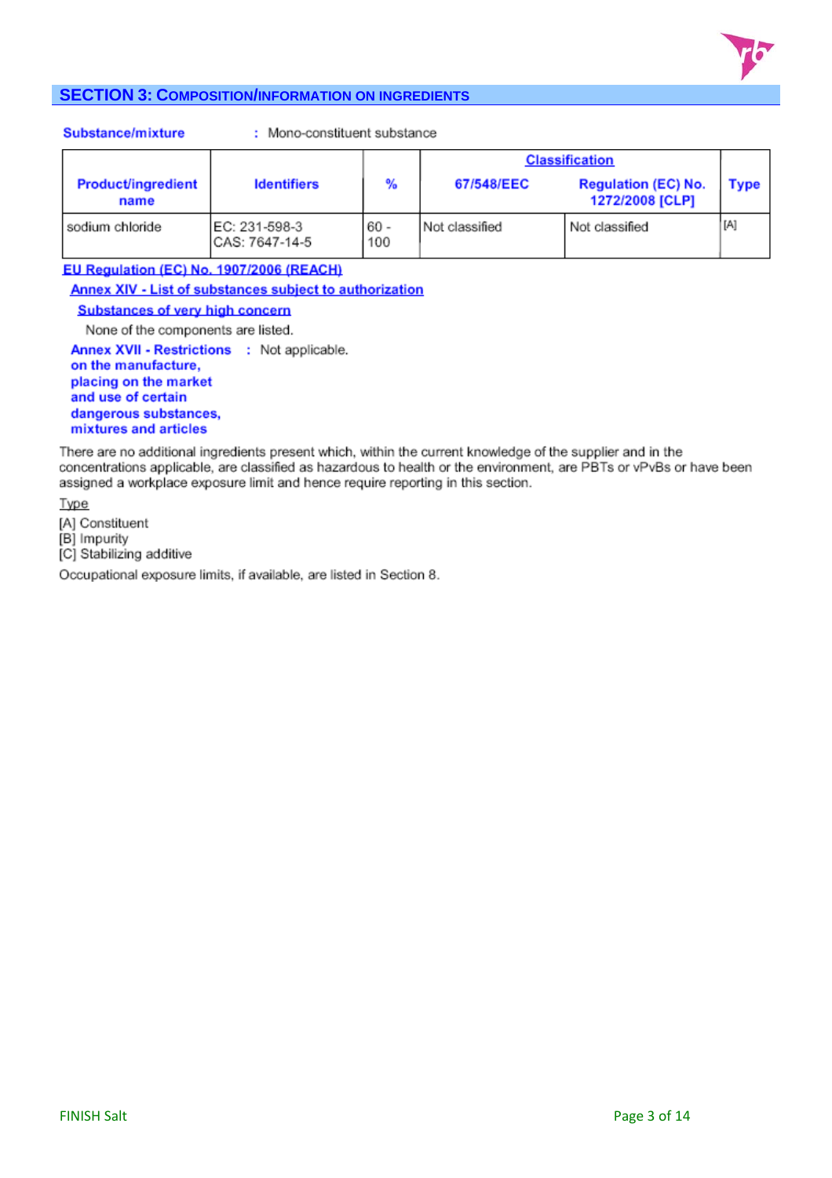## SECTION 3: COMPOSITION/INFORMATION ON INGREDIENTS

**Substance/mixture** : Mono-constituent substance

| Product/ingredient name | Identifiers | % | Classification | | Type |
|---|---|---|---|---|---|
| | | | 67/548/EEC | Regulation (EC) No. 1272/2008 [CLP] | |
| sodium chloride | EC: 231-598-3<br>CAS: 7647-14-5 | 60 - 100 | Not classified | Not classified | [A] |

**EU Regulation (EC) No. 1907/2006 (REACH)**

**Annex XIV - List of substances subject to authorization**

**Substances of very high concern**

None of the components are listed.

**Annex XVII - Restrictions on the manufacture, placing on the market and use of certain dangerous substances, mixtures and articles** : Not applicable.

There are no additional ingredients present which, within the current knowledge of the supplier and in the concentrations applicable, are classified as hazardous to health or the environment, are PBTs or vPvBs or have been assigned a workplace exposure limit and hence require reporting in this section.

Type

[A] Constituent
[B] Impurity
[C] Stabilizing additive

Occupational exposure limits, if available, are listed in Section 8.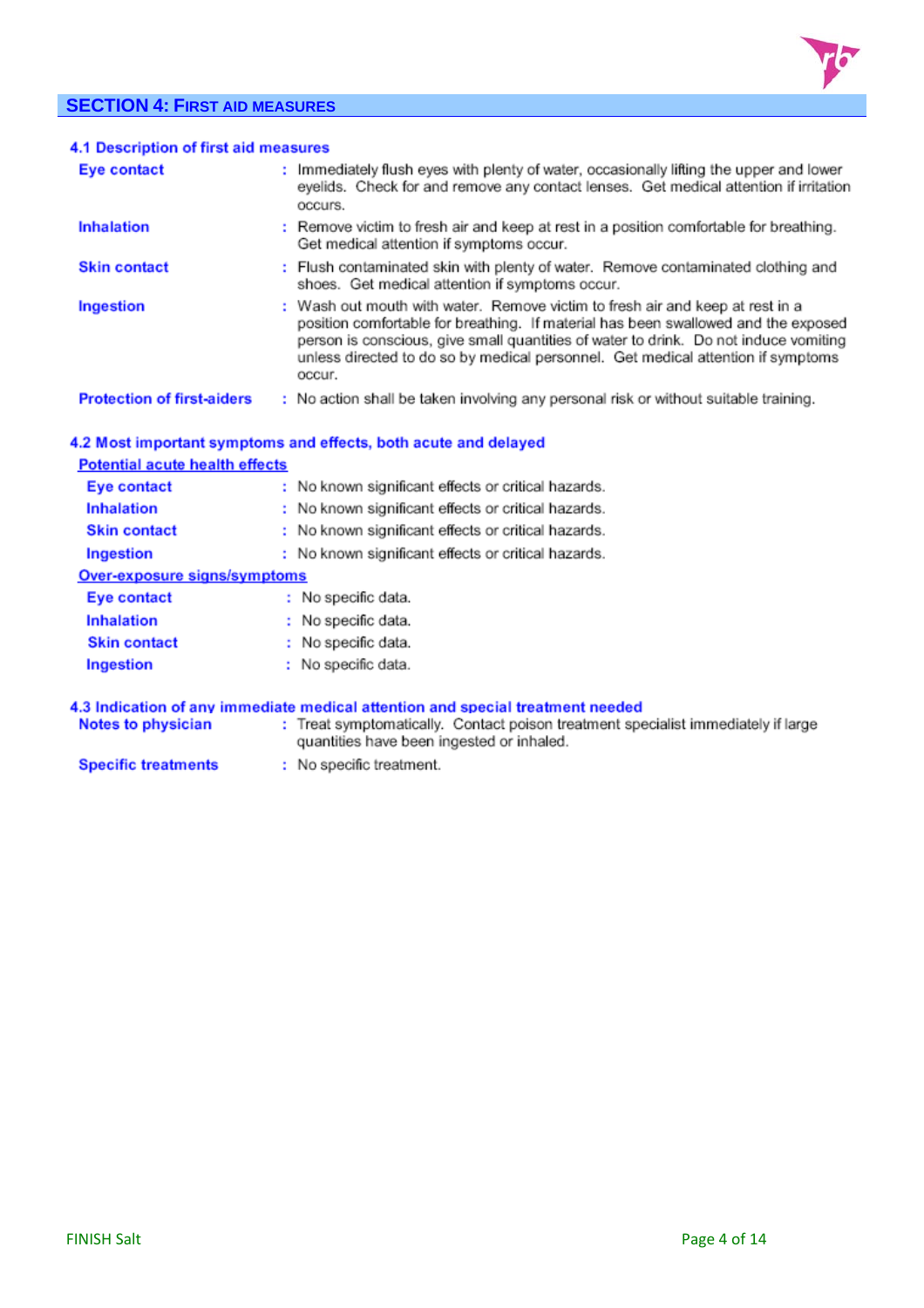## SECTION 4: FIRST AID MEASURES

### 4.1 Description of first aid measures

| | |
|---|---|
| **Eye contact** | : Immediately flush eyes with plenty of water, occasionally lifting the upper and lower eyelids. Check for and remove any contact lenses. Get medical attention if irritation occurs. |
| **Inhalation** | : Remove victim to fresh air and keep at rest in a position comfortable for breathing. Get medical attention if symptoms occur. |
| **Skin contact** | : Flush contaminated skin with plenty of water. Remove contaminated clothing and shoes. Get medical attention if symptoms occur. |
| **Ingestion** | : Wash out mouth with water. Remove victim to fresh air and keep at rest in a position comfortable for breathing. If material has been swallowed and the exposed person is conscious, give small quantities of water to drink. Do not induce vomiting unless directed to do so by medical personnel. Get medical attention if symptoms occur. |
| **Protection of first-aiders** | : No action shall be taken involving any personal risk or without suitable training. |

### 4.2 Most important symptoms and effects, both acute and delayed

**Potential acute health effects**

| | |
|---|---|
| **Eye contact** | : No known significant effects or critical hazards. |
| **Inhalation** | : No known significant effects or critical hazards. |
| **Skin contact** | : No known significant effects or critical hazards. |
| **Ingestion** | : No known significant effects or critical hazards. |

**Over-exposure signs/symptoms**

| | |
|---|---|
| **Eye contact** | : No specific data. |
| **Inhalation** | : No specific data. |
| **Skin contact** | : No specific data. |
| **Ingestion** | : No specific data. |

### 4.3 Indication of any immediate medical attention and special treatment needed

| | |
|---|---|
| **Notes to physician** | : Treat symptomatically. Contact poison treatment specialist immediately if large quantities have been ingested or inhaled. |
| **Specific treatments** | : No specific treatment. |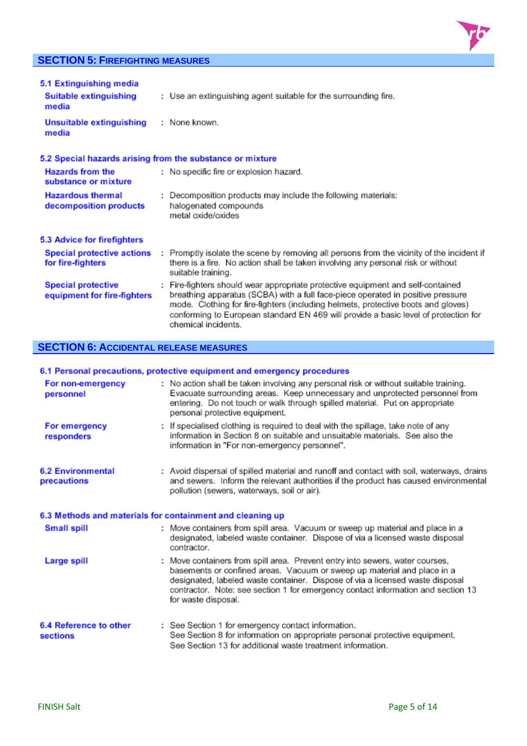## SECTION 5: FIREFIGHTING MEASURES

### 5.1 Extinguishing media

**Suitable extinguishing media** : Use an extinguishing agent suitable for the surrounding fire.

**Unsuitable extinguishing media** : None known.

### 5.2 Special hazards arising from the substance or mixture

**Hazards from the substance or mixture** : No specific fire or explosion hazard.

**Hazardous thermal decomposition products** : Decomposition products may include the following materials:
halogenated compounds
metal oxide/oxides

### 5.3 Advice for firefighters

**Special protective actions for fire-fighters** : Promptly isolate the scene by removing all persons from the vicinity of the incident if there is a fire. No action shall be taken involving any personal risk or without suitable training.

**Special protective equipment for fire-fighters** : Fire-fighters should wear appropriate protective equipment and self-contained breathing apparatus (SCBA) with a full face-piece operated in positive pressure mode. Clothing for fire-fighters (including helmets, protective boots and gloves) conforming to European standard EN 469 will provide a basic level of protection for chemical incidents.

## SECTION 6: ACCIDENTAL RELEASE MEASURES

### 6.1 Personal precautions, protective equipment and emergency procedures

**For non-emergency personnel** : No action shall be taken involving any personal risk or without suitable training. Evacuate surrounding areas. Keep unnecessary and unprotected personnel from entering. Do not touch or walk through spilled material. Put on appropriate personal protective equipment.

**For emergency responders** : If specialised clothing is required to deal with the spillage, take note of any information in Section 8 on suitable and unsuitable materials. See also the information in "For non-emergency personnel".

### 6.2 Environmental precautions

: Avoid dispersal of spilled material and runoff and contact with soil, waterways, drains and sewers. Inform the relevant authorities if the product has caused environmental pollution (sewers, waterways, soil or air).

### 6.3 Methods and materials for containment and cleaning up

**Small spill** : Move containers from spill area. Vacuum or sweep up material and place in a designated, labeled waste container. Dispose of via a licensed waste disposal contractor.

**Large spill** : Move containers from spill area. Prevent entry into sewers, water courses, basements or confined areas. Vacuum or sweep up material and place in a designated, labeled waste container. Dispose of via a licensed waste disposal contractor. Note: see section 1 for emergency contact information and section 13 for waste disposal.

### 6.4 Reference to other sections

: See Section 1 for emergency contact information.
See Section 8 for information on appropriate personal protective equipment.
See Section 13 for additional waste treatment information.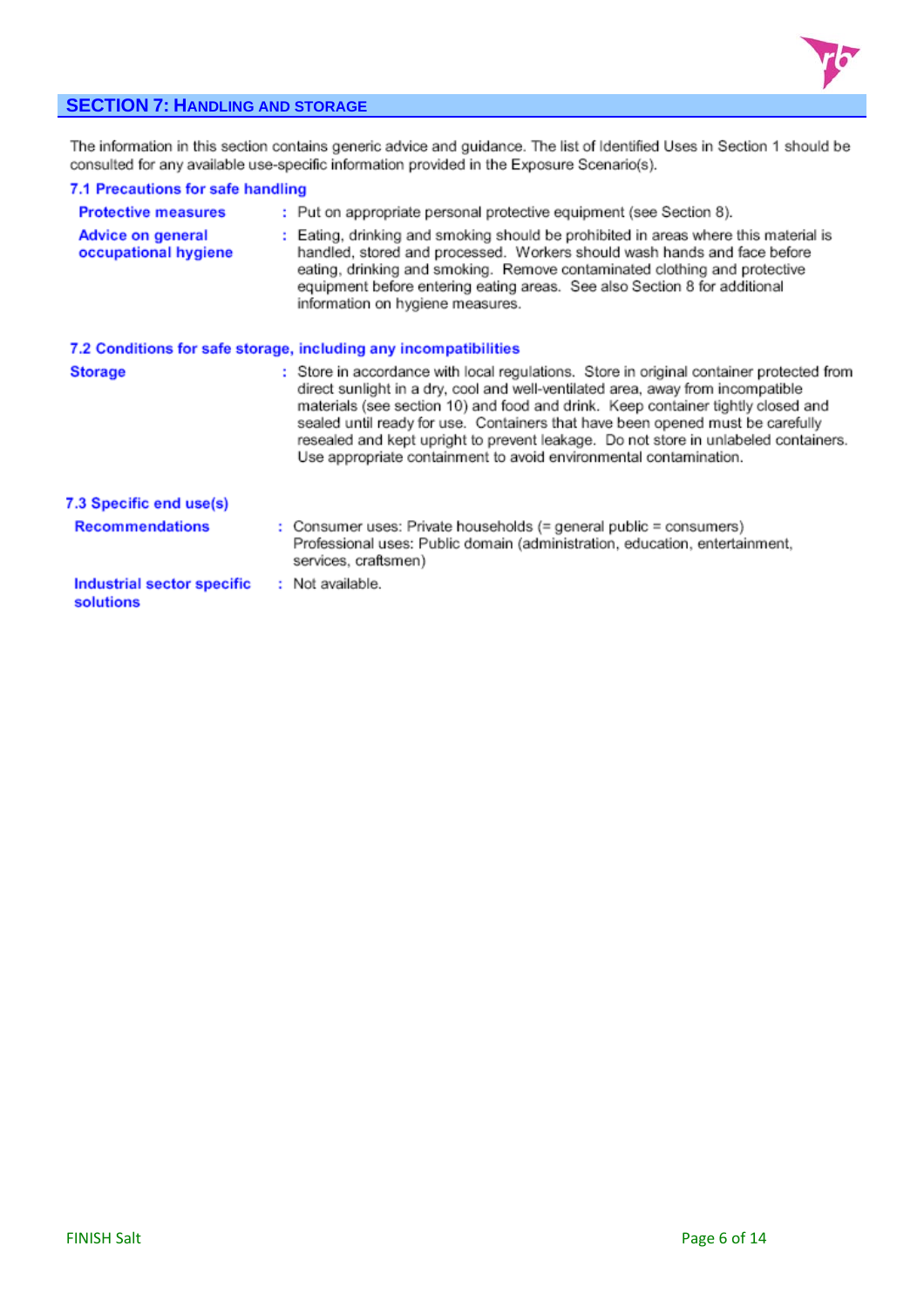## SECTION 7: HANDLING AND STORAGE

The information in this section contains generic advice and guidance. The list of Identified Uses in Section 1 should be consulted for any available use-specific information provided in the Exposure Scenario(s).

### 7.1 Precautions for safe handling

**Protective measures** : Put on appropriate personal protective equipment (see Section 8).

**Advice on general occupational hygiene** : Eating, drinking and smoking should be prohibited in areas where this material is handled, stored and processed. Workers should wash hands and face before eating, drinking and smoking. Remove contaminated clothing and protective equipment before entering eating areas. See also Section 8 for additional information on hygiene measures.

### 7.2 Conditions for safe storage, including any incompatibilities

**Storage** : Store in accordance with local regulations. Store in original container protected from direct sunlight in a dry, cool and well-ventilated area, away from incompatible materials (see section 10) and food and drink. Keep container tightly closed and sealed until ready for use. Containers that have been opened must be carefully resealed and kept upright to prevent leakage. Do not store in unlabeled containers. Use appropriate containment to avoid environmental contamination.

### 7.3 Specific end use(s)

**Recommendations** : Consumer uses: Private households (= general public = consumers)
Professional uses: Public domain (administration, education, entertainment, services, craftsmen)

**Industrial sector specific solutions** : Not available.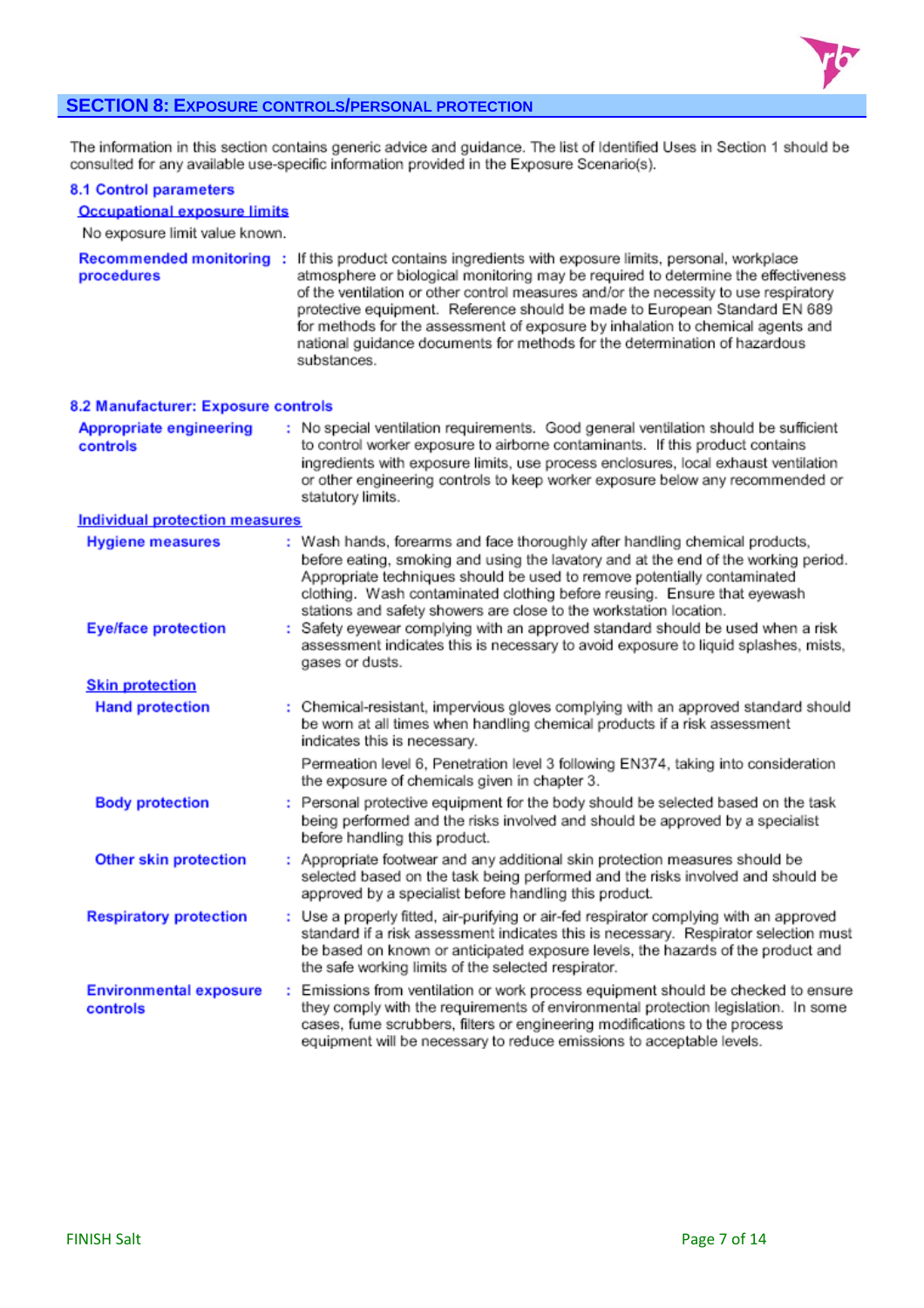## SECTION 8: EXPOSURE CONTROLS/PERSONAL PROTECTION

The information in this section contains generic advice and guidance. The list of Identified Uses in Section 1 should be consulted for any available use-specific information provided in the Exposure Scenario(s).

### 8.1 Control parameters

**Occupational exposure limits**

No exposure limit value known.

**Recommended monitoring procedures** : If this product contains ingredients with exposure limits, personal, workplace atmosphere or biological monitoring may be required to determine the effectiveness of the ventilation or other control measures and/or the necessity to use respiratory protective equipment. Reference should be made to European Standard EN 689 for methods for the assessment of exposure by inhalation to chemical agents and national guidance documents for methods for the determination of hazardous substances.

### 8.2 Manufacturer: Exposure controls

**Appropriate engineering controls** : No special ventilation requirements. Good general ventilation should be sufficient to control worker exposure to airborne contaminants. If this product contains ingredients with exposure limits, use process enclosures, local exhaust ventilation or other engineering controls to keep worker exposure below any recommended or statutory limits.

**Individual protection measures**

**Hygiene measures** : Wash hands, forearms and face thoroughly after handling chemical products, before eating, smoking and using the lavatory and at the end of the working period. Appropriate techniques should be used to remove potentially contaminated clothing. Wash contaminated clothing before reusing. Ensure that eyewash stations and safety showers are close to the workstation location.

**Eye/face protection** : Safety eyewear complying with an approved standard should be used when a risk assessment indicates this is necessary to avoid exposure to liquid splashes, mists, gases or dusts.

**Skin protection**

**Hand protection** : Chemical-resistant, impervious gloves complying with an approved standard should be worn at all times when handling chemical products if a risk assessment indicates this is necessary.

Permeation level 6, Penetration level 3 following EN374, taking into consideration the exposure of chemicals given in chapter 3.

**Body protection** : Personal protective equipment for the body should be selected based on the task being performed and the risks involved and should be approved by a specialist before handling this product.

**Other skin protection** : Appropriate footwear and any additional skin protection measures should be selected based on the task being performed and the risks involved and should be approved by a specialist before handling this product.

**Respiratory protection** : Use a properly fitted, air-purifying or air-fed respirator complying with an approved standard if a risk assessment indicates this is necessary. Respirator selection must be based on known or anticipated exposure levels, the hazards of the product and the safe working limits of the selected respirator.

**Environmental exposure controls** : Emissions from ventilation or work process equipment should be checked to ensure they comply with the requirements of environmental protection legislation. In some cases, fume scrubbers, filters or engineering modifications to the process equipment will be necessary to reduce emissions to acceptable levels.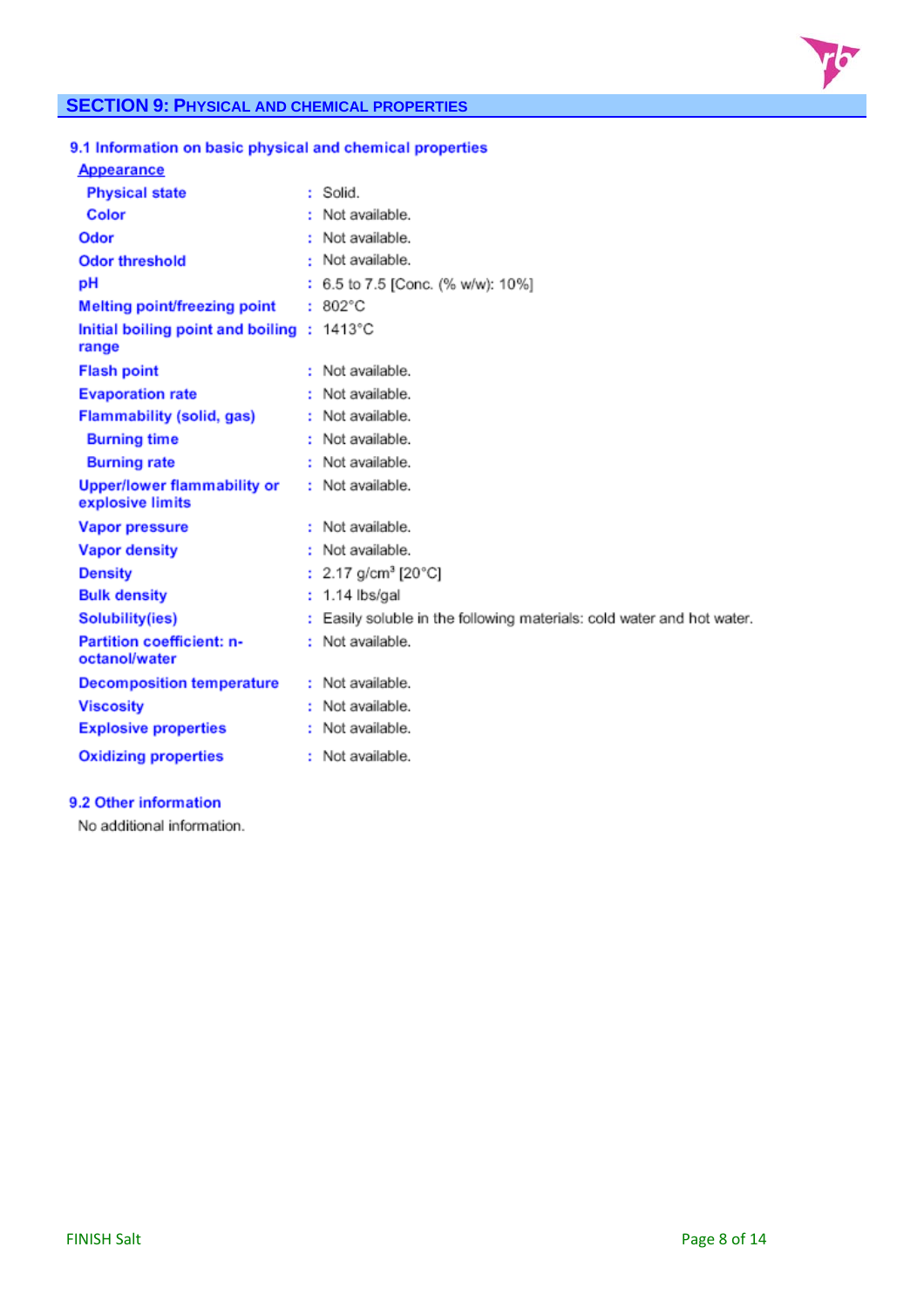## SECTION 9: PHYSICAL AND CHEMICAL PROPERTIES

### 9.1 Information on basic physical and chemical properties

**Appearance**

| | | |
|---|---|---|
| **Physical state** | : | Solid. |
| **Color** | : | Not available. |
| **Odor** | : | Not available. |
| **Odor threshold** | : | Not available. |
| **pH** | : | 6.5 to 7.5 [Conc. (% w/w): 10%] |
| **Melting point/freezing point** | : | 802°C |
| **Initial boiling point and boiling range** | : | 1413°C |
| **Flash point** | : | Not available. |
| **Evaporation rate** | : | Not available. |
| **Flammability (solid, gas)** | : | Not available. |
| **Burning time** | : | Not available. |
| **Burning rate** | : | Not available. |
| **Upper/lower flammability or explosive limits** | : | Not available. |
| **Vapor pressure** | : | Not available. |
| **Vapor density** | : | Not available. |
| **Density** | : | 2.17 g/cm³ [20°C] |
| **Bulk density** | : | 1.14 lbs/gal |
| **Solubility(ies)** | : | Easily soluble in the following materials: cold water and hot water. |
| **Partition coefficient: n-octanol/water** | : | Not available. |
| **Decomposition temperature** | : | Not available. |
| **Viscosity** | : | Not available. |
| **Explosive properties** | : | Not available. |
| **Oxidizing properties** | : | Not available. |

### 9.2 Other information

No additional information.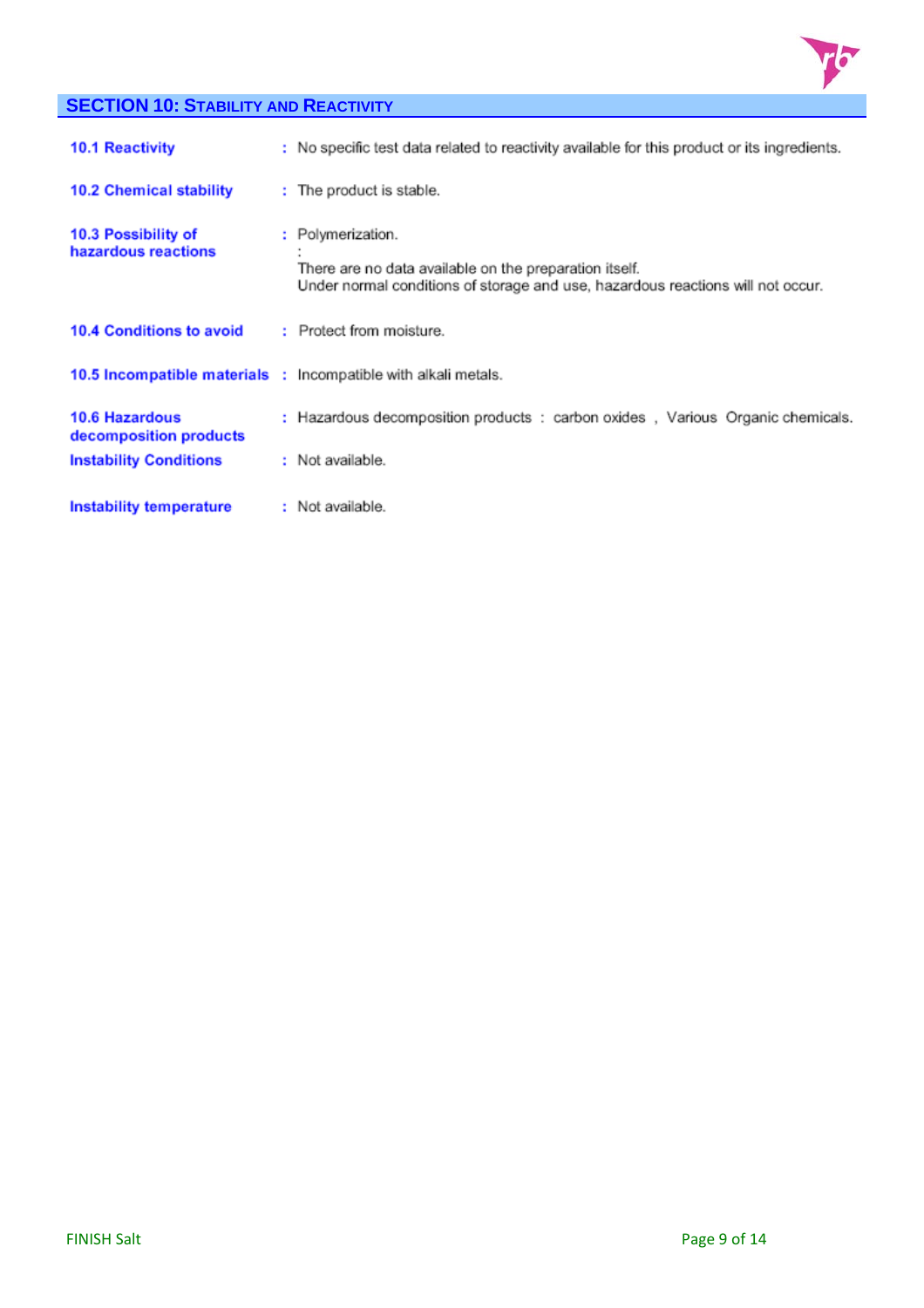## SECTION 10: STABILITY AND REACTIVITY

| | | |
|---|---|---|
| **10.1 Reactivity** | : | No specific test data related to reactivity available for this product or its ingredients. |
| **10.2 Chemical stability** | : | The product is stable. |
| **10.3 Possibility of hazardous reactions** | : | Polymerization.<br>:<br>There are no data available on the preparation itself.<br>Under normal conditions of storage and use, hazardous reactions will not occur. |
| **10.4 Conditions to avoid** | : | Protect from moisture. |
| **10.5 Incompatible materials** | : | Incompatible with alkali metals. |
| **10.6 Hazardous decomposition products** | : | Hazardous decomposition products : carbon oxides , Various Organic chemicals. |
| **Instability Conditions** | : | Not available. |
| **Instability temperature** | : | Not available. |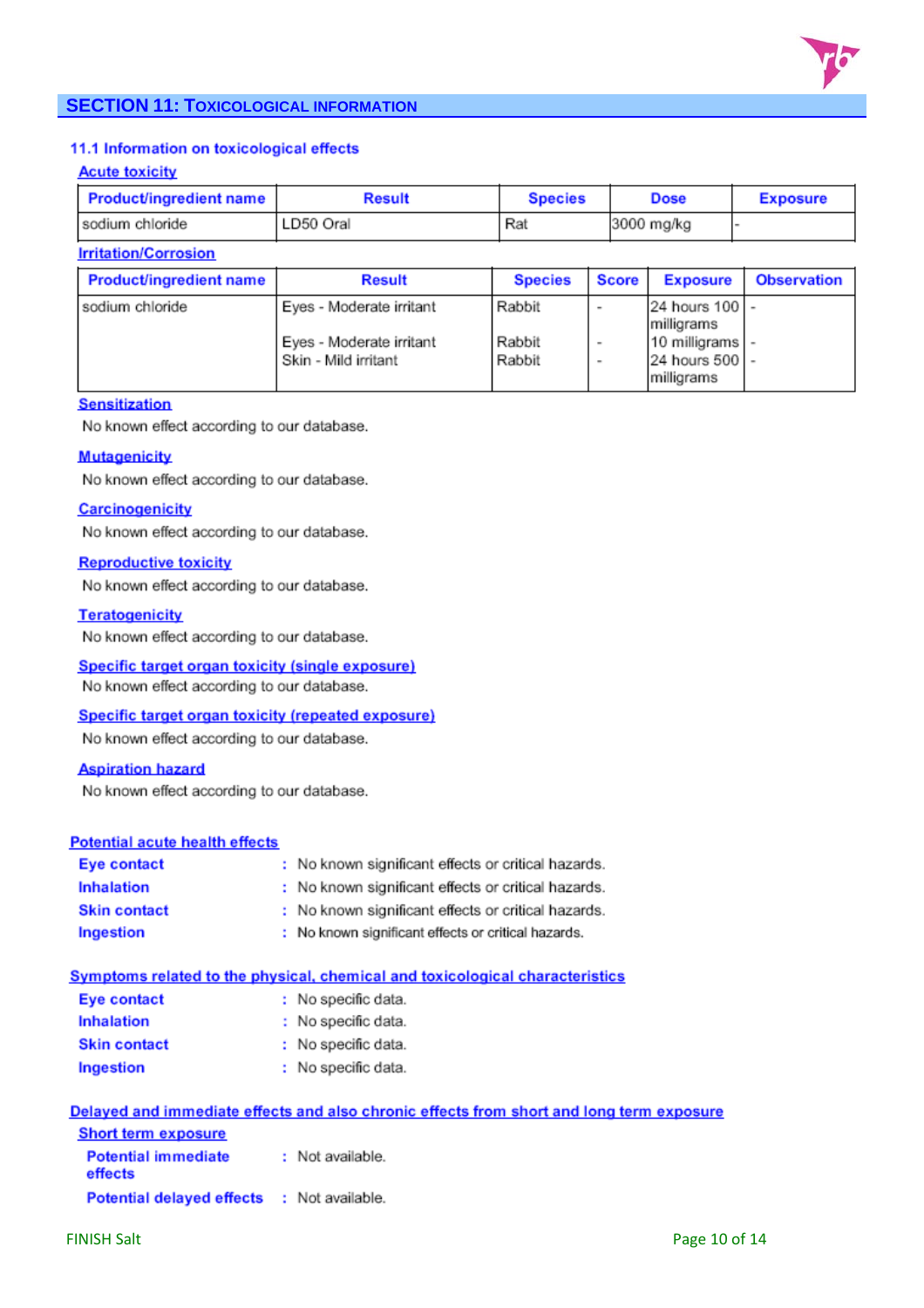## SECTION 11: TOXICOLOGICAL INFORMATION

### 11.1 Information on toxicological effects

**Acute toxicity**

| Product/ingredient name | Result | Species | Dose | Exposure |
|---|---|---|---|---|
| sodium chloride | LD50 Oral | Rat | 3000 mg/kg | - |

**Irritation/Corrosion**

| Product/ingredient name | Result | Species | Score | Exposure | Observation |
|---|---|---|---|---|---|
| sodium chloride | Eyes - Moderate irritant | Rabbit | - | 24 hours 100 milligrams | - |
| | Eyes - Moderate irritant | Rabbit | - | 10 milligrams | - |
| | Skin - Mild irritant | Rabbit | - | 24 hours 500 milligrams | - |

**Sensitization**

No known effect according to our database.

**Mutagenicity**

No known effect according to our database.

**Carcinogenicity**

No known effect according to our database.

**Reproductive toxicity**

No known effect according to our database.

**Teratogenicity**

No known effect according to our database.

**Specific target organ toxicity (single exposure)**

No known effect according to our database.

**Specific target organ toxicity (repeated exposure)**

No known effect according to our database.

**Aspiration hazard**

No known effect according to our database.

**Potential acute health effects**

- **Eye contact** : No known significant effects or critical hazards.
- **Inhalation** : No known significant effects or critical hazards.
- **Skin contact** : No known significant effects or critical hazards.
- **Ingestion** : No known significant effects or critical hazards.

**Symptoms related to the physical, chemical and toxicological characteristics**

- **Eye contact** : No specific data.
- **Inhalation** : No specific data.
- **Skin contact** : No specific data.
- **Ingestion** : No specific data.

**Delayed and immediate effects and also chronic effects from short and long term exposure**

**Short term exposure**

- **Potential immediate effects** : Not available.
- **Potential delayed effects** : Not available.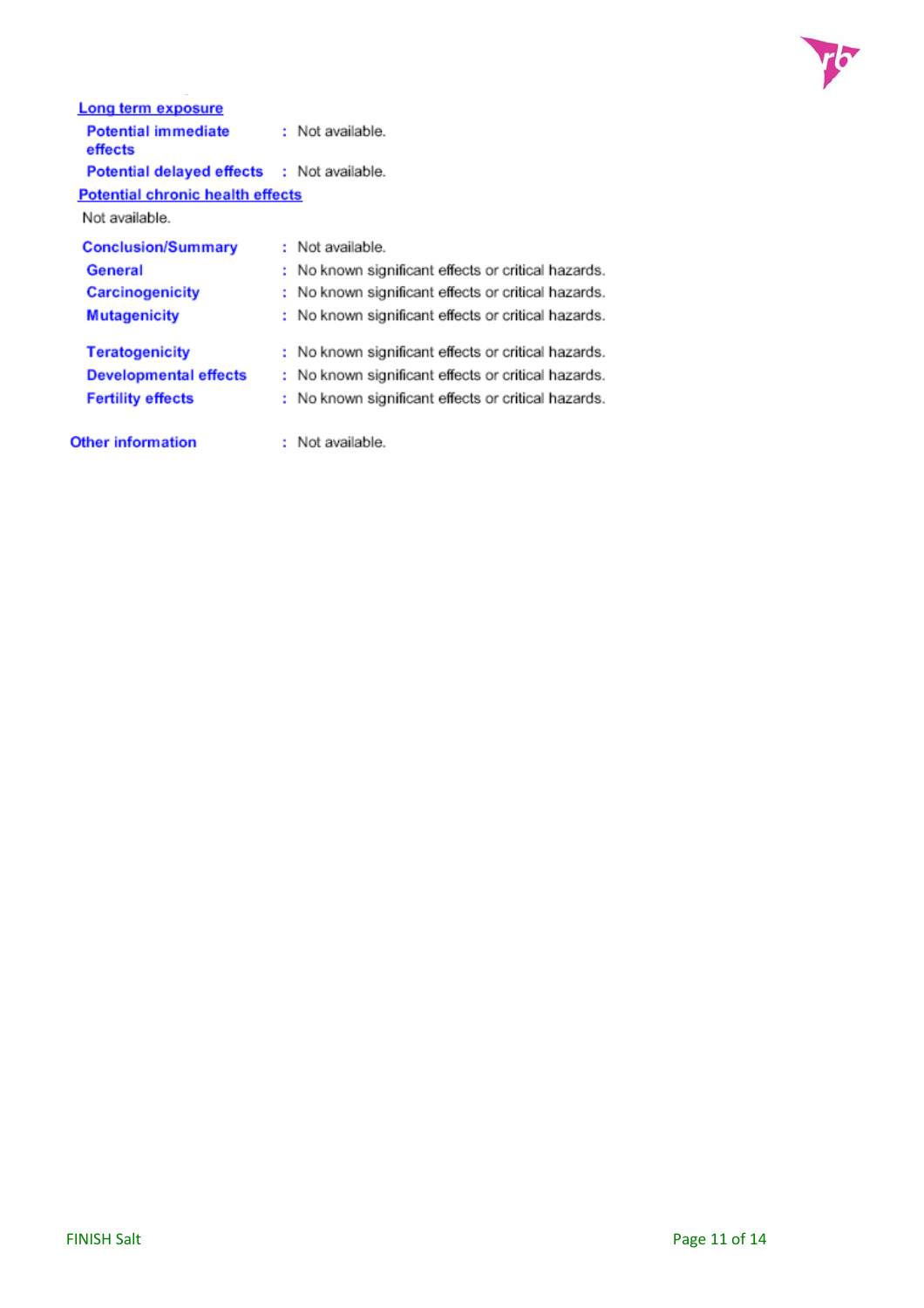**Long term exposure**

**Potential immediate effects** : Not available.

**Potential delayed effects** : Not available.

**Potential chronic health effects**

Not available.

**Conclusion/Summary** : Not available.

**General** : No known significant effects or critical hazards.

**Carcinogenicity** : No known significant effects or critical hazards.

**Mutagenicity** : No known significant effects or critical hazards.

**Teratogenicity** : No known significant effects or critical hazards.

**Developmental effects** : No known significant effects or critical hazards.

**Fertility effects** : No known significant effects or critical hazards.

**Other information** : Not available.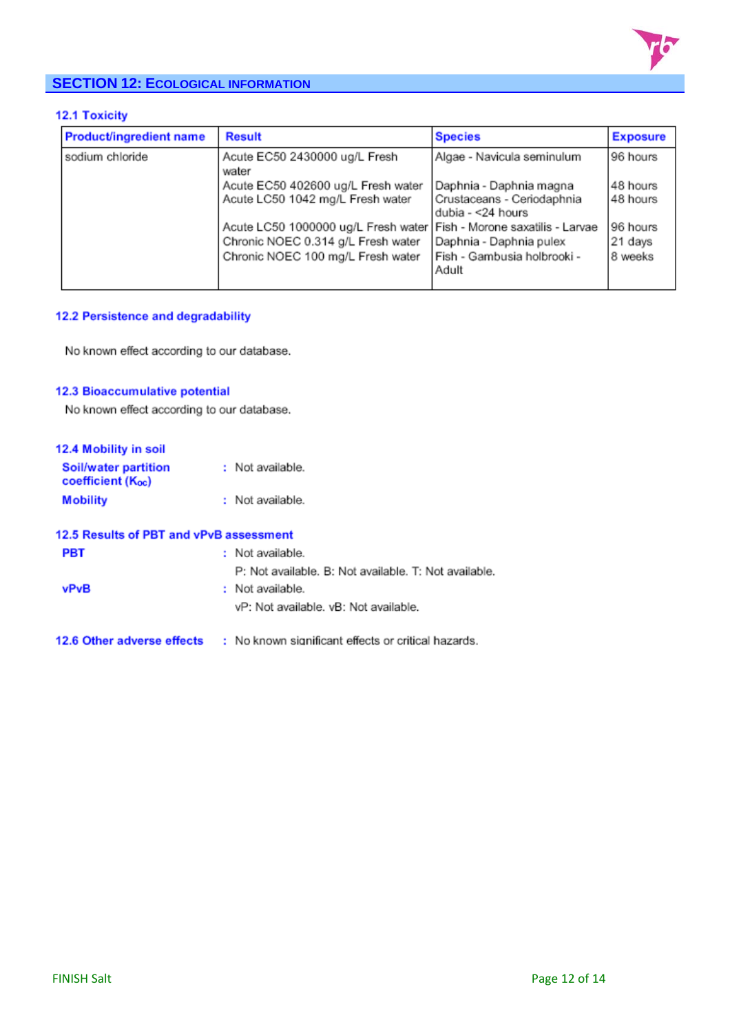## SECTION 12: ECOLOGICAL INFORMATION

### 12.1 Toxicity

| Product/ingredient name | Result | Species | Exposure |
|---|---|---|---|
| sodium chloride | Acute EC50 2430000 ug/L Fresh water | Algae - Navicula seminulum | 96 hours |
| | Acute EC50 402600 ug/L Fresh water | Daphnia - Daphnia magna | 48 hours |
| | Acute LC50 1042 mg/L Fresh water | Crustaceans - Ceriodaphnia dubia - <24 hours | 48 hours |
| | Acute LC50 1000000 ug/L Fresh water | Fish - Morone saxatilis - Larvae | 96 hours |
| | Chronic NOEC 0.314 g/L Fresh water | Daphnia - Daphnia pulex | 21 days |
| | Chronic NOEC 100 mg/L Fresh water | Fish - Gambusia holbrooki - Adult | 8 weeks |

### 12.2 Persistence and degradability

No known effect according to our database.

### 12.3 Bioaccumulative potential

No known effect according to our database.

### 12.4 Mobility in soil

**Soil/water partition coefficient ($K_{OC}$)** : Not available.

**Mobility** : Not available.

### 12.5 Results of PBT and vPvB assessment

**PBT** : Not available.

P: Not available. B: Not available. T: Not available.

**vPvB** : Not available.

vP: Not available. vB: Not available.

### 12.6 Other adverse effects

: No known significant effects or critical hazards.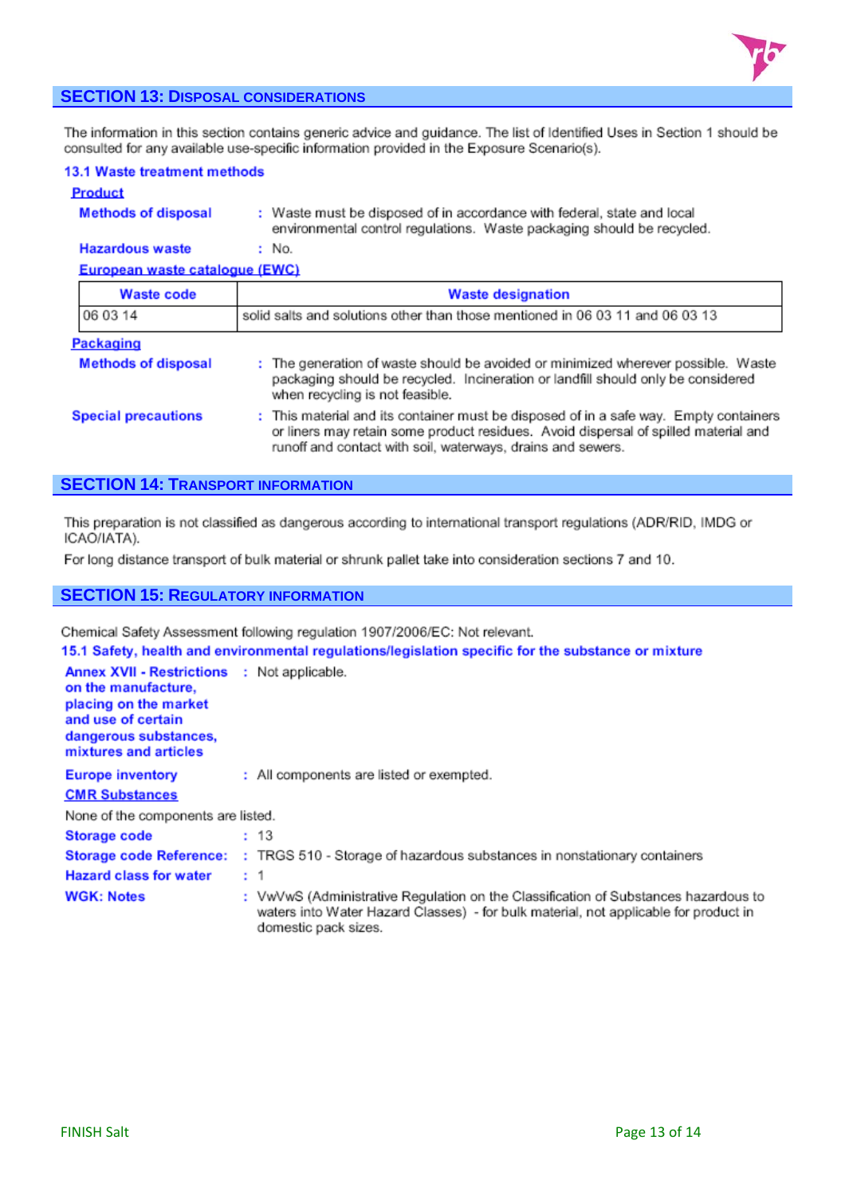## SECTION 13: DISPOSAL CONSIDERATIONS

The information in this section contains generic advice and guidance. The list of Identified Uses in Section 1 should be consulted for any available use-specific information provided in the Exposure Scenario(s).

### 13.1 Waste treatment methods

**Product**

**Methods of disposal** : Waste must be disposed of in accordance with federal, state and local environmental control regulations. Waste packaging should be recycled.

**Hazardous waste** : No.

**European waste catalogue (EWC)**

| Waste code | Waste designation |
|---|---|
| 06 03 14 | solid salts and solutions other than those mentioned in 06 03 11 and 06 03 13 |

**Packaging**

**Methods of disposal** : The generation of waste should be avoided or minimized wherever possible. Waste packaging should be recycled. Incineration or landfill should only be considered when recycling is not feasible.

**Special precautions** : This material and its container must be disposed of in a safe way. Empty containers or liners may retain some product residues. Avoid dispersal of spilled material and runoff and contact with soil, waterways, drains and sewers.

## SECTION 14: TRANSPORT INFORMATION

This preparation is not classified as dangerous according to international transport regulations (ADR/RID, IMDG or ICAO/IATA).

For long distance transport of bulk material or shrunk pallet take into consideration sections 7 and 10.

## SECTION 15: REGULATORY INFORMATION

Chemical Safety Assessment following regulation 1907/2006/EC: Not relevant.

### 15.1 Safety, health and environmental regulations/legislation specific for the substance or mixture

**Annex XVII - Restrictions on the manufacture, placing on the market and use of certain dangerous substances, mixtures and articles** : Not applicable.

**Europe inventory** : All components are listed or exempted.

**CMR Substances**

None of the components are listed.

**Storage code** : 13

**Storage code Reference:** : TRGS 510 - Storage of hazardous substances in nonstationary containers

**Hazard class for water** : 1

**WGK: Notes** : VwVwS (Administrative Regulation on the Classification of Substances hazardous to waters into Water Hazard Classes) - for bulk material, not applicable for product in domestic pack sizes.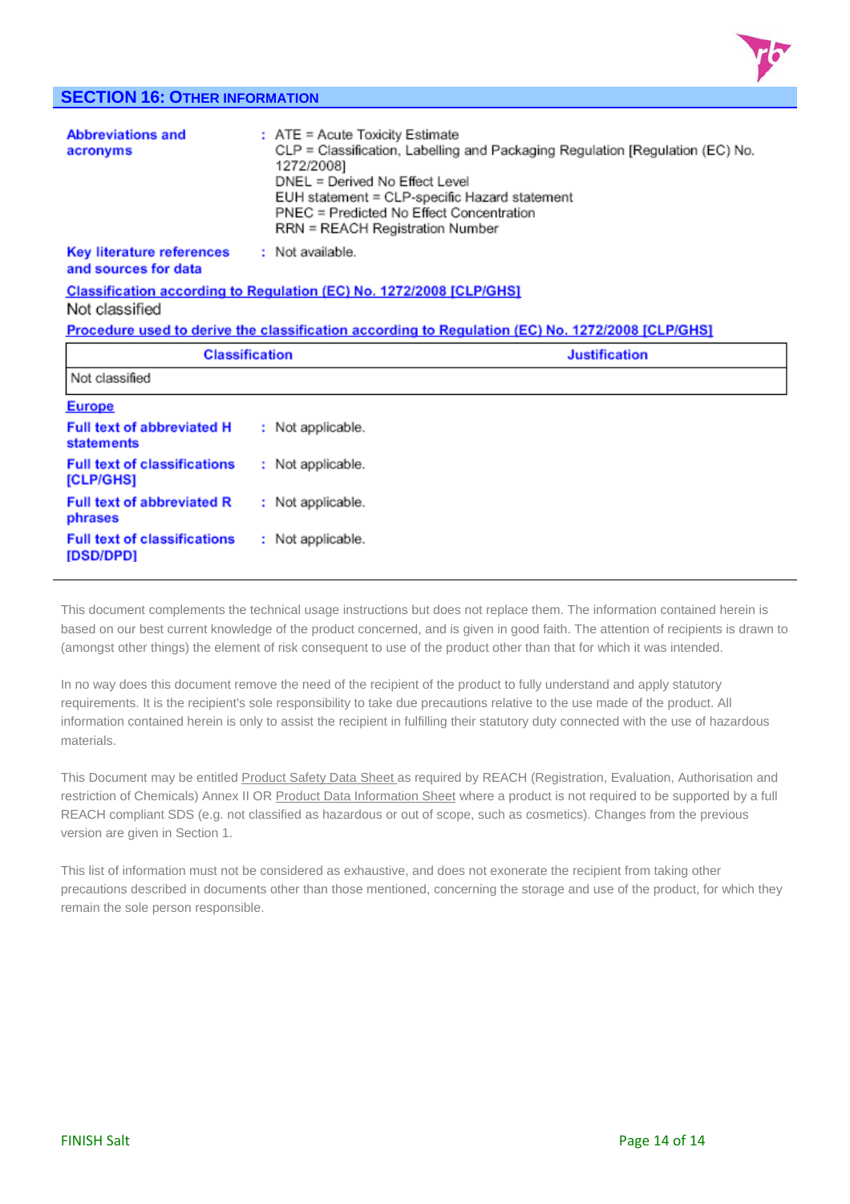## SECTION 16: OTHER INFORMATION

**Abbreviations and acronyms** : ATE = Acute Toxicity Estimate
CLP = Classification, Labelling and Packaging Regulation [Regulation (EC) No. 1272/2008]
DNEL = Derived No Effect Level
EUH statement = CLP-specific Hazard statement
PNEC = Predicted No Effect Concentration
RRN = REACH Registration Number

**Key literature references and sources for data** : Not available.

**Classification according to Regulation (EC) No. 1272/2008 [CLP/GHS]**

Not classified

**Procedure used to derive the classification according to Regulation (EC) No. 1272/2008 [CLP/GHS]**

| Classification | Justification |
|---|---|
| Not classified | |

**Europe**

**Full text of abbreviated H statements** : Not applicable.

**Full text of classifications [CLP/GHS]** : Not applicable.

**Full text of abbreviated R phrases** : Not applicable.

**Full text of classifications [DSD/DPD]** : Not applicable.

---

This document complements the technical usage instructions but does not replace them. The information contained herein is based on our best current knowledge of the product concerned, and is given in good faith. The attention of recipients is drawn to (amongst other things) the element of risk consequent to use of the product other than that for which it was intended.

In no way does this document remove the need of the recipient of the product to fully understand and apply statutory requirements. It is the recipient's sole responsibility to take due precautions relative to the use made of the product. All information contained herein is only to assist the recipient in fulfilling their statutory duty connected with the use of hazardous materials.

This Document may be entitled Product Safety Data Sheet as required by REACH (Registration, Evaluation, Authorisation and restriction of Chemicals) Annex II OR Product Data Information Sheet where a product is not required to be supported by a full REACH compliant SDS (e.g. not classified as hazardous or out of scope, such as cosmetics). Changes from the previous version are given in Section 1.

This list of information must not be considered as exhaustive, and does not exonerate the recipient from taking other precautions described in documents other than those mentioned, concerning the storage and use of the product, for which they remain the sole person responsible.